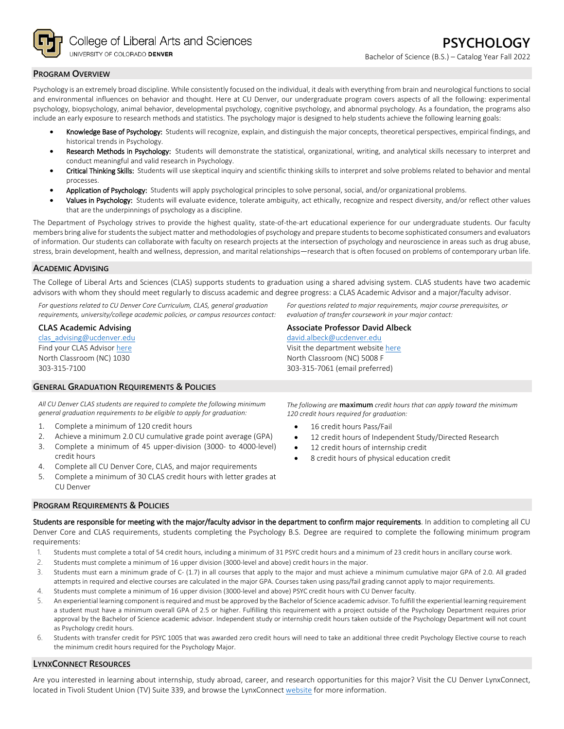College of Liberal Arts and Sciences
UNIVERSITY OF COLORADO DENVER

# PSYCHOLOGY

Bachelor of Science (B.S.) – Catalog Year Fall 2022

## PROGRAM OVERVIEW

Psychology is an extremely broad discipline. While consistently focused on the individual, it deals with everything from brain and neurological functions to social and environmental influences on behavior and thought. Here at CU Denver, our undergraduate program covers aspects of all the following: experimental psychology, biopsychology, animal behavior, developmental psychology, cognitive psychology, and abnormal psychology. As a foundation, the programs also include an early exposure to research methods and statistics. The psychology major is designed to help students achieve the following learning goals:

- Knowledge Base of Psychology: Students will recognize, explain, and distinguish the major concepts, theoretical perspectives, empirical findings, and historical trends in Psychology.
- Research Methods in Psychology: Students will demonstrate the statistical, organizational, writing, and analytical skills necessary to interpret and conduct meaningful and valid research in Psychology.
- Critical Thinking Skills: Students will use skeptical inquiry and scientific thinking skills to interpret and solve problems related to behavior and mental processes.
- Application of Psychology: Students will apply psychological principles to solve personal, social, and/or organizational problems.
- Values in Psychology: Students will evaluate evidence, tolerate ambiguity, act ethically, recognize and respect diversity, and/or reflect other values that are the underpinnings of psychology as a discipline.

The Department of Psychology strives to provide the highest quality, state-of-the-art educational experience for our undergraduate students. Our faculty members bring alive for students the subject matter and methodologies of psychology and prepare students to become sophisticated consumers and evaluators of information. Our students can collaborate with faculty on research projects at the intersection of psychology and neuroscience in areas such as drug abuse, stress, brain development, health and wellness, depression, and marital relationships—research that is often focused on problems of contemporary urban life.

## ACADEMIC ADVISING

The College of Liberal Arts and Sciences (CLAS) supports students to graduation using a shared advising system. CLAS students have two academic advisors with whom they should meet regularly to discuss academic and degree progress: a CLAS Academic Advisor and a major/faculty advisor.

*For questions related to CU Denver Core Curriculum, CLAS, general graduation requirements, university/college academic policies, or campus resources contact:*

**CLAS Academic Advising**
clas_advising@ucdenver.edu
Find your CLAS Advisor here
North Classroom (NC) 1030
303-315-7100

*For questions related to major requirements, major course prerequisites, or evaluation of transfer coursework in your major contact:*

**Associate Professor David Albeck**
david.albeck@ucdenver.edu
Visit the department website here
North Classroom (NC) 5008 F
303-315-7061 (email preferred)

## GENERAL GRADUATION REQUIREMENTS & POLICIES

*All CU Denver CLAS students are required to complete the following minimum general graduation requirements to be eligible to apply for graduation:*

1. Complete a minimum of 120 credit hours
2. Achieve a minimum 2.0 CU cumulative grade point average (GPA)
3. Complete a minimum of 45 upper-division (3000- to 4000-level) credit hours
4. Complete all CU Denver Core, CLAS, and major requirements
5. Complete a minimum of 30 CLAS credit hours with letter grades at CU Denver

*The following are* **maximum** *credit hours that can apply toward the minimum 120 credit hours required for graduation:*

- 16 credit hours Pass/Fail
- 12 credit hours of Independent Study/Directed Research
- 12 credit hours of internship credit
- 8 credit hours of physical education credit

## PROGRAM REQUIREMENTS & POLICIES

Students are responsible for meeting with the major/faculty advisor in the department to confirm major requirements. In addition to completing all CU Denver Core and CLAS requirements, students completing the Psychology B.S. Degree are required to complete the following minimum program requirements:

1. Students must complete a total of 54 credit hours, including a minimum of 31 PSYC credit hours and a minimum of 23 credit hours in ancillary course work.
2. Students must complete a minimum of 16 upper division (3000-level and above) credit hours in the major.
3. Students must earn a minimum grade of C- (1.7) in all courses that apply to the major and must achieve a minimum cumulative major GPA of 2.0. All graded attempts in required and elective courses are calculated in the major GPA. Courses taken using pass/fail grading cannot apply to major requirements.
4. Students must complete a minimum of 16 upper division (3000-level and above) PSYC credit hours with CU Denver faculty.
5. An experiential learning component is required and must be approved by the Bachelor of Science academic advisor. To fulfill the experiential learning requirement a student must have a minimum overall GPA of 2.5 or higher. Fulfilling this requirement with a project outside of the Psychology Department requires prior approval by the Bachelor of Science academic advisor. Independent study or internship credit hours taken outside of the Psychology Department will not count as Psychology credit hours.
6. Students with transfer credit for PSYC 1005 that was awarded zero credit hours will need to take an additional three credit Psychology Elective course to reach the minimum credit hours required for the Psychology Major.

## LYNXCONNECT RESOURCES

Are you interested in learning about internship, study abroad, career, and research opportunities for this major? Visit the CU Denver LynxConnect, located in Tivoli Student Union (TV) Suite 339, and browse the LynxConnect website for more information.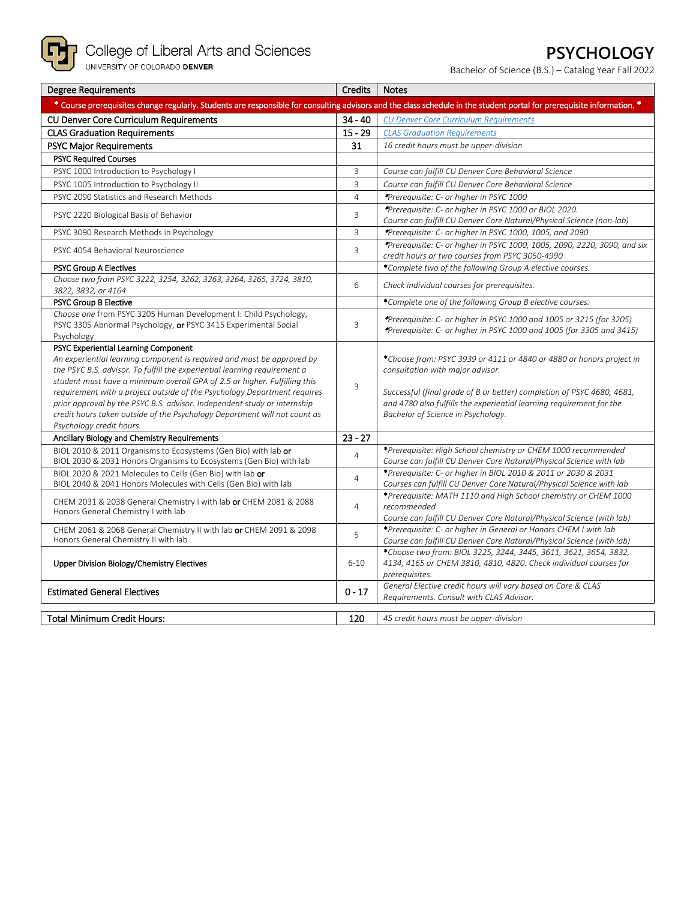College of Liberal Arts and Sciences
UNIVERSITY OF COLORADO **DENVER**

# PSYCHOLOGY

Bachelor of Science (B.S.) – Catalog Year Fall 2022

| Degree Requirements | Credits | Notes |
|---|---|---|
| * Course prerequisites change regularly. Students are responsible for consulting advisors and the class schedule in the student portal for prerequisite information. * | | |
| **CU Denver Core Curriculum Requirements** | **34 - 40** | *CU Denver Core Curriculum Requirements* |
| **CLAS Graduation Requirements** | **15 - 29** | *CLAS Graduation Requirements* |
| **PSYC Major Requirements** | **31** | *16 credit hours must be upper-division* |
| **PSYC Required Courses** | | |
| PSYC 1000 Introduction to Psychology I | 3 | *Course can fulfill CU Denver Core Behavioral Science* |
| PSYC 1005 Introduction to Psychology II | 3 | *Course can fulfill CU Denver Core Behavioral Science* |
| PSYC 2090 Statistics and Research Methods | 4 | **Prerequisite: C- or higher in PSYC 1000* |
| PSYC 2220 Biological Basis of Behavior | 3 | **Prerequisite: C- or higher in PSYC 1000 or BIOL 2020. Course can fulfill CU Denver Core Natural/Physical Science (non-lab)* |
| PSYC 3090 Research Methods in Psychology | 3 | **Prerequisite: C- or higher in PSYC 1000, 1005, and 2090* |
| PSYC 4054 Behavioral Neuroscience | 3 | **Prerequisite: C- or higher in PSYC 1000, 1005, 2090, 2220, 3090, and six credit hours or two courses from PSYC 3050-4990* |
| **PSYC Group A Electives** | | **Complete two of the following Group A elective courses.* |
| *Choose two from PSYC 3222, 3254, 3262, 3263, 3264, 3265, 3724, 3810, 3822, 3832, or 4164* | 6 | *Check individual courses for prerequisites.* |
| **PSYC Group B Elective** | | **Complete one of the following Group B elective courses.* |
| *Choose one* from PSYC 3205 Human Development I: Child Psychology, PSYC 3305 Abnormal Psychology, **or** PSYC 3415 Experimental Social Psychology | 3 | **Prerequisite: C- or higher in PSYC 1000 and 1005 or 3215 (for 3205)* <br> **Prerequisite: C- or higher in PSYC 1000 and 1005 (for 3305 and 3415)* |
| **PSYC Experiential Learning Component** <br> *An experiential learning component is required and must be approved by the PSYC B.S. advisor. To fulfill the experiential learning requirement a student must have a minimum overall GPA of 2.5 or higher. Fulfilling this requirement with a project outside of the Psychology Department requires prior approval by the PSYC B.S. advisor. Independent study or internship credit hours taken outside of the Psychology Department will not count as Psychology credit hours.* | 3 | **Choose from: PSYC 3939 or 4111 or 4840 or 4880 or honors project in consultation with major advisor.* <br><br> *Successful (final grade of B or better) completion of PSYC 4680, 4681, and 4780 also fulfills the experiential learning requirement for the Bachelor of Science in Psychology.* |
| **Ancillary Biology and Chemistry Requirements** | **23 - 27** | |
| BIOL 2010 & 2011 Organisms to Ecosystems (Gen Bio) with lab **or** BIOL 2030 & 2031 Honors Organisms to Ecosystems (Gen Bio) with lab | 4 | **Prerequisite: High School chemistry or CHEM 1000 recommended Course can fulfill CU Denver Core Natural/Physical Science with lab* |
| BIOL 2020 & 2021 Molecules to Cells (Gen Bio) with lab **or** BIOL 2040 & 2041 Honors Molecules with Cells (Gen Bio) with lab | 4 | **Prerequisite: C- or higher in BIOL 2010 & 2011 or 2030 & 2031 Courses can fulfill CU Denver Core Natural/Physical Science with lab* |
| CHEM 2031 & 2038 General Chemistry I with lab **or** CHEM 2081 & 2088 Honors General Chemistry I with lab | 4 | **Prerequisite: MATH 1110 and High School chemistry or CHEM 1000 recommended Course can fulfill CU Denver Core Natural/Physical Science (with lab)* |
| CHEM 2061 & 2068 General Chemistry II with lab **or** CHEM 2091 & 2098 Honors General Chemistry II with lab | 5 | **Prerequisite: C- or higher in General or Honors CHEM I with lab Course can fulfill CU Denver Core Natural/Physical Science (with lab)* |
| **Upper Division Biology/Chemistry Electives** | 6-10 | **Choose two from: BIOL 3225, 3244, 3445, 3611, 3621, 3654, 3832, 4134, 4165 or CHEM 3810, 4810, 4820. Check individual courses for prerequisites.* |
| **Estimated General Electives** | **0 - 17** | *General Elective credit hours will vary based on Core & CLAS Requirements. Consult with CLAS Advisor.* |

| | | |
|---|---|---|
| **Total Minimum Credit Hours:** | **120** | *45 credit hours must be upper-division* |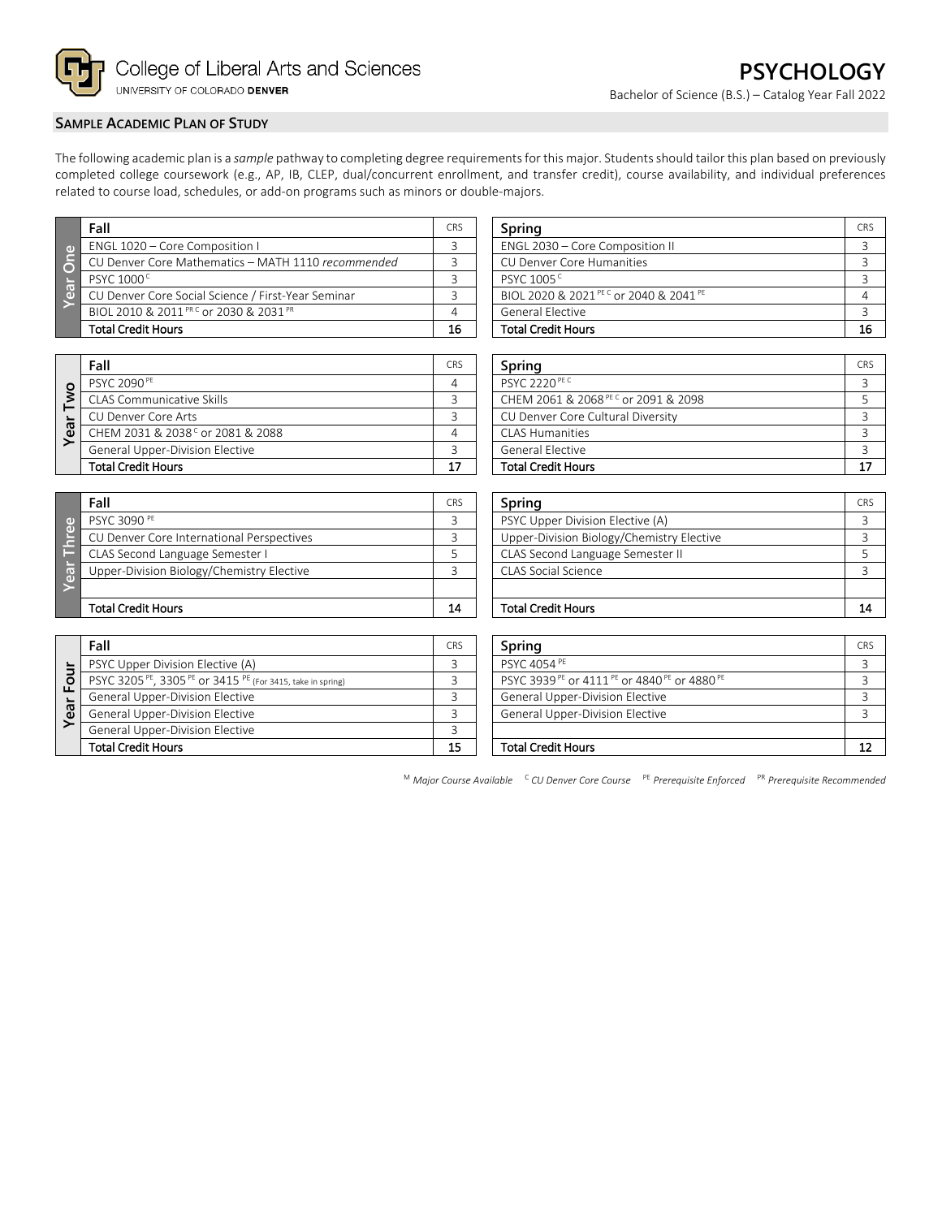College of Liberal Arts and Sciences
UNIVERSITY OF COLORADO DENVER

# PSYCHOLOGY

Bachelor of Science (B.S.) – Catalog Year Fall 2022

## SAMPLE ACADEMIC PLAN OF STUDY

The following academic plan is a *sample* pathway to completing degree requirements for this major. Students should tailor this plan based on previously completed college coursework (e.g., AP, IB, CLEP, dual/concurrent enrollment, and transfer credit), course availability, and individual preferences related to course load, schedules, or add-on programs such as minors or double-majors.

### Year One

| Fall | CRS |
|---|---|
| ENGL 1020 – Core Composition I | 3 |
| CU Denver Core Mathematics – MATH 1110 *recommended* | 3 |
| PSYC 1000 [C] | 3 |
| CU Denver Core Social Science / First-Year Seminar | 3 |
| BIOL 2010 & 2011 [PR C] or 2030 & 2031 [PR] | 4 |
| **Total Credit Hours** | **16** |

| Spring | CRS |
|---|---|
| ENGL 2030 – Core Composition II | 3 |
| CU Denver Core Humanities | 3 |
| PSYC 1005 [C] | 3 |
| BIOL 2020 & 2021 [PE C] or 2040 & 2041 [PE] | 4 |
| General Elective | 3 |
| **Total Credit Hours** | **16** |

### Year Two

| Fall | CRS |
|---|---|
| PSYC 2090 [PE] | 4 |
| CLAS Communicative Skills | 3 |
| CU Denver Core Arts | 3 |
| CHEM 2031 & 2038 [C] or 2081 & 2088 | 4 |
| General Upper-Division Elective | 3 |
| **Total Credit Hours** | **17** |

| Spring | CRS |
|---|---|
| PSYC 2220 [PE C] | 3 |
| CHEM 2061 & 2068 [PE C] or 2091 & 2098 | 5 |
| CU Denver Core Cultural Diversity | 3 |
| CLAS Humanities | 3 |
| General Elective | 3 |
| **Total Credit Hours** | **17** |

### Year Three

| Fall | CRS |
|---|---|
| PSYC 3090 [PE] | 3 |
| CU Denver Core International Perspectives | 3 |
| CLAS Second Language Semester I | 5 |
| Upper-Division Biology/Chemistry Elective | 3 |
| | |
| **Total Credit Hours** | **14** |

| Spring | CRS |
|---|---|
| PSYC Upper Division Elective (A) | 3 |
| Upper-Division Biology/Chemistry Elective | 3 |
| CLAS Second Language Semester II | 5 |
| CLAS Social Science | 3 |
| | |
| **Total Credit Hours** | **14** |

### Year Four

| Fall | CRS |
|---|---|
| PSYC Upper Division Elective (A) | 3 |
| PSYC 3205 [PE], 3305 [PE] or 3415 [PE] (For 3415, take in spring) | 3 |
| General Upper-Division Elective | 3 |
| General Upper-Division Elective | 3 |
| General Upper-Division Elective | 3 |
| **Total Credit Hours** | **15** |

| Spring | CRS |
|---|---|
| PSYC 4054 [PE] | 3 |
| PSYC 3939 [PE] or 4111 [PE] or 4840 [PE] or 4880 [PE] | 3 |
| General Upper-Division Elective | 3 |
| General Upper-Division Elective | 3 |
| | |
| **Total Credit Hours** | **12** |

*[M] Major Course Available* *[C] CU Denver Core Course* *[PE] Prerequisite Enforced* *[PR] Prerequisite Recommended*